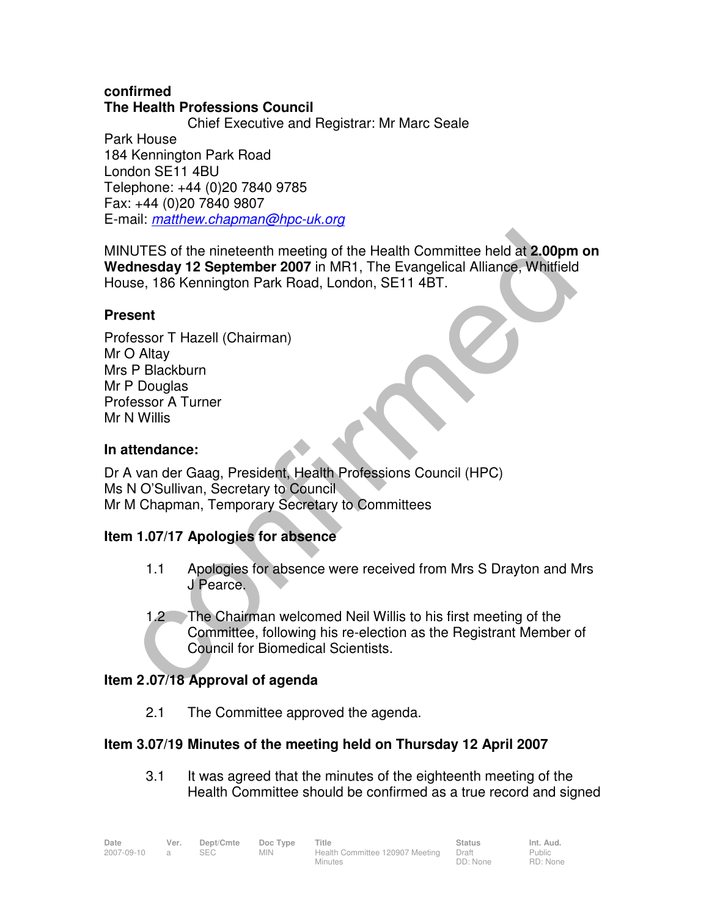**confirmed**

**The Health Professions Council**

Chief Executive and Registrar: Mr Marc Seale

Park House
184 Kennington Park Road
London SE11 4BU
Telephone: +44 (0)20 7840 9785
Fax: +44 (0)20 7840 9807
E-mail: *matthew.chapman@hpc-uk.org*

MINUTES of the nineteenth meeting of the Health Committee held at **2.00pm on Wednesday 12 September 2007** in MR1, The Evangelical Alliance, Whitfield House, 186 Kennington Park Road, London, SE11 4BT.

### Present

Professor T Hazell (Chairman)
Mr O Altay
Mrs P Blackburn
Mr P Douglas
Professor A Turner
Mr N Willis

### In attendance:

Dr A van der Gaag, President, Health Professions Council (HPC)
Ms N O'Sullivan, Secretary to Council
Mr M Chapman, Temporary Secretary to Committees

### Item 1.07/17 Apologies for absence

1.1 Apologies for absence were received from Mrs S Drayton and Mrs J Pearce.

1.2 The Chairman welcomed Neil Willis to his first meeting of the Committee, following his re-election as the Registrant Member of Council for Biomedical Scientists.

### Item 2.07/18 Approval of agenda

2.1 The Committee approved the agenda.

### Item 3.07/19 Minutes of the meeting held on Thursday 12 April 2007

3.1 It was agreed that the minutes of the eighteenth meeting of the Health Committee should be confirmed as a true record and signed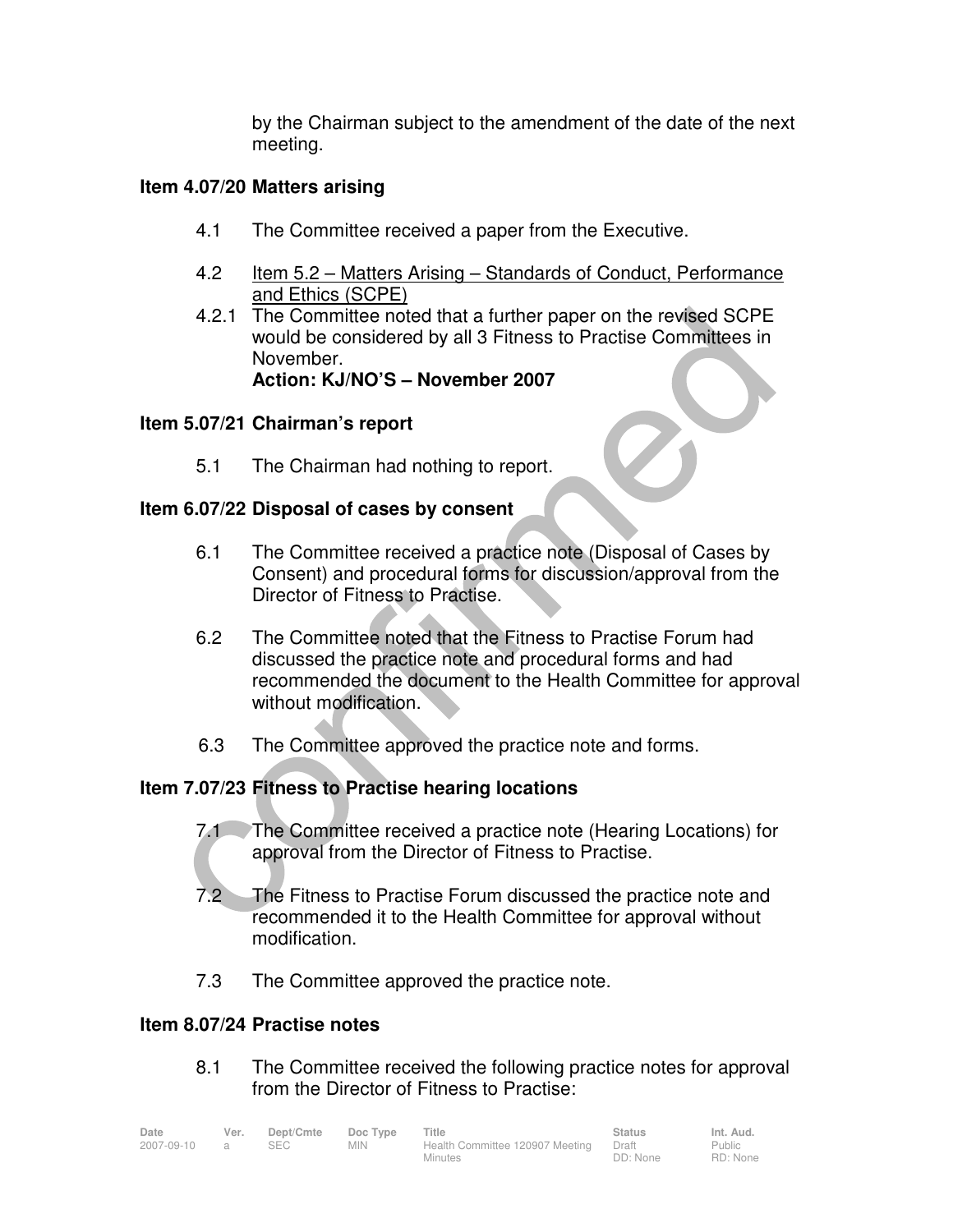by the Chairman subject to the amendment of the date of the next meeting.

### Item 4.07/20 Matters arising

4.1 The Committee received a paper from the Executive.

4.2 Item 5.2 – Matters Arising – Standards of Conduct, Performance and Ethics (SCPE)

4.2.1 The Committee noted that a further paper on the revised SCPE would be considered by all 3 Fitness to Practise Committees in November.
**Action: KJ/NO'S – November 2007**

### Item 5.07/21 Chairman's report

5.1 The Chairman had nothing to report.

### Item 6.07/22 Disposal of cases by consent

6.1 The Committee received a practice note (Disposal of Cases by Consent) and procedural forms for discussion/approval from the Director of Fitness to Practise.

6.2 The Committee noted that the Fitness to Practise Forum had discussed the practice note and procedural forms and had recommended the document to the Health Committee for approval without modification.

6.3 The Committee approved the practice note and forms.

### Item 7.07/23 Fitness to Practise hearing locations

7.1 The Committee received a practice note (Hearing Locations) for approval from the Director of Fitness to Practise.

7.2 The Fitness to Practise Forum discussed the practice note and recommended it to the Health Committee for approval without modification.

7.3 The Committee approved the practice note.

### Item 8.07/24 Practise notes

8.1 The Committee received the following practice notes for approval from the Director of Fitness to Practise: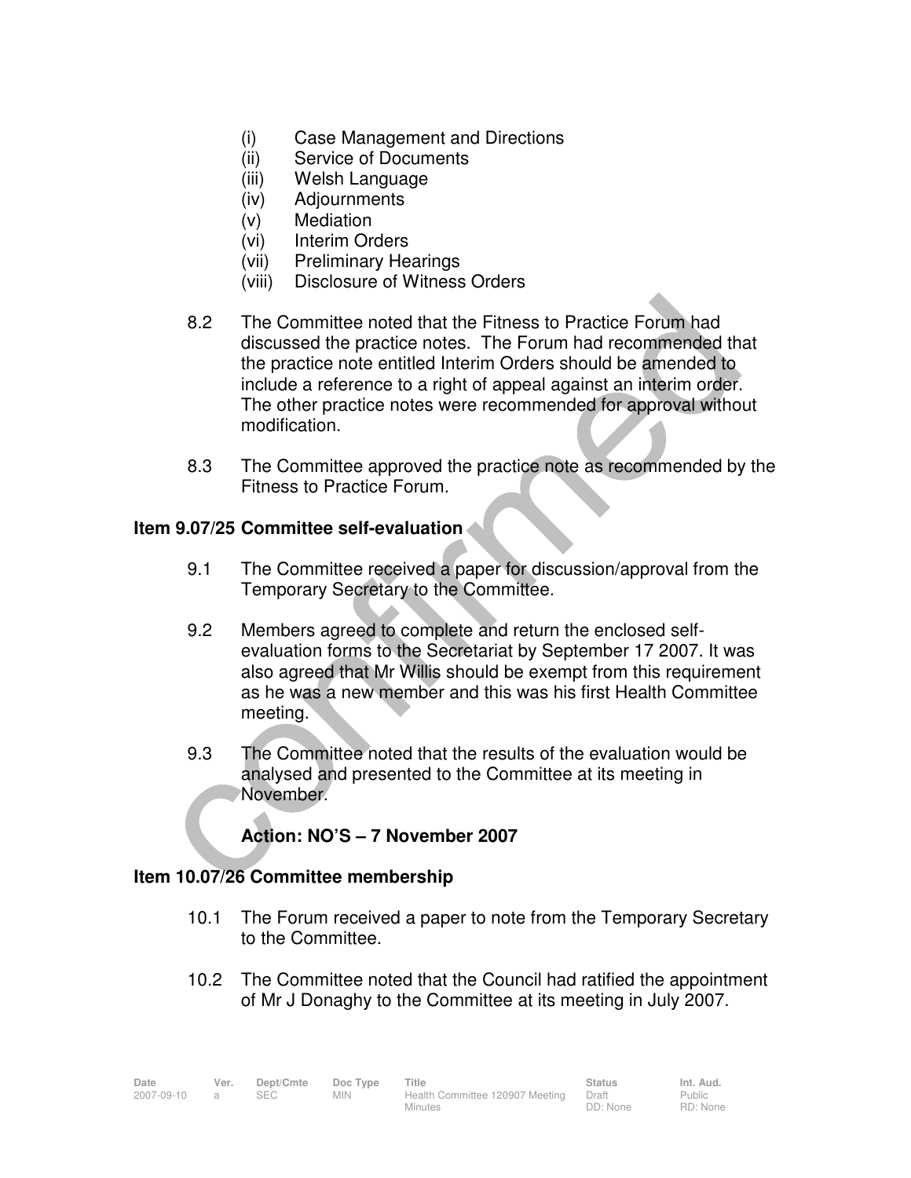(i) Case Management and Directions
(ii) Service of Documents
(iii) Welsh Language
(iv) Adjournments
(v) Mediation
(vi) Interim Orders
(vii) Preliminary Hearings
(viii) Disclosure of Witness Orders

8.2 The Committee noted that the Fitness to Practice Forum had discussed the practice notes. The Forum had recommended that the practice note entitled Interim Orders should be amended to include a reference to a right of appeal against an interim order. The other practice notes were recommended for approval without modification.

8.3 The Committee approved the practice note as recommended by the Fitness to Practice Forum.

**Item 9.07/25 Committee self-evaluation**

9.1 The Committee received a paper for discussion/approval from the Temporary Secretary to the Committee.

9.2 Members agreed to complete and return the enclosed self-evaluation forms to the Secretariat by September 17 2007. It was also agreed that Mr Willis should be exempt from this requirement as he was a new member and this was his first Health Committee meeting.

9.3 The Committee noted that the results of the evaluation would be analysed and presented to the Committee at its meeting in November.

**Action: NO'S – 7 November 2007**

**Item 10.07/26 Committee membership**

10.1 The Forum received a paper to note from the Temporary Secretary to the Committee.

10.2 The Committee noted that the Council had ratified the appointment of Mr J Donaghy to the Committee at its meeting in July 2007.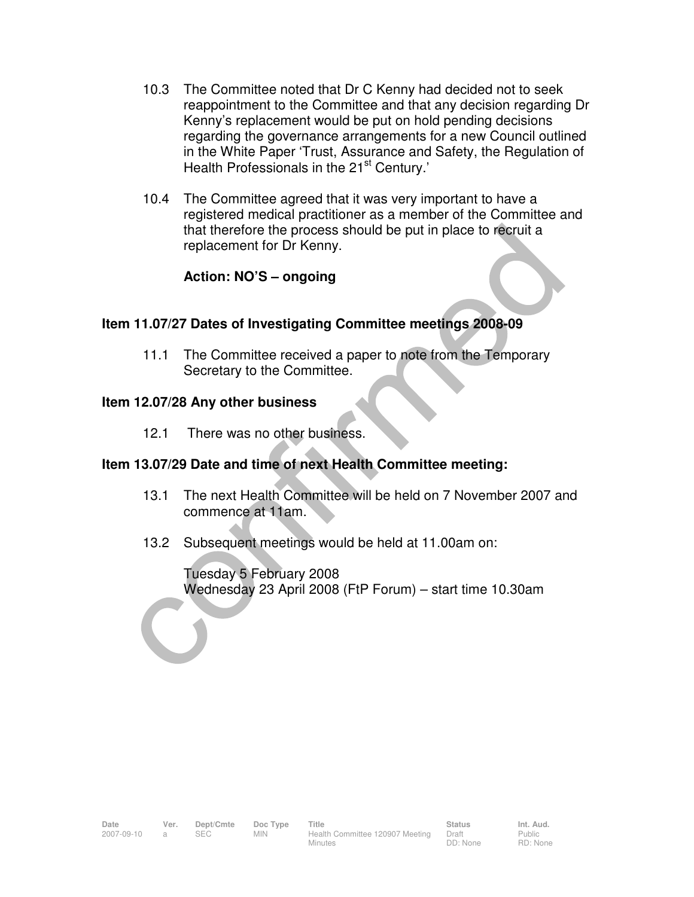10.3 The Committee noted that Dr C Kenny had decided not to seek reappointment to the Committee and that any decision regarding Dr Kenny's replacement would be put on hold pending decisions regarding the governance arrangements for a new Council outlined in the White Paper 'Trust, Assurance and Safety, the Regulation of Health Professionals in the 21st Century.'

10.4 The Committee agreed that it was very important to have a registered medical practitioner as a member of the Committee and that therefore the process should be put in place to recruit a replacement for Dr Kenny.

**Action: NO'S – ongoing**

**Item 11.07/27 Dates of Investigating Committee meetings 2008-09**

11.1 The Committee received a paper to note from the Temporary Secretary to the Committee.

**Item 12.07/28 Any other business**

12.1 There was no other business.

**Item 13.07/29 Date and time of next Health Committee meeting:**

13.1 The next Health Committee will be held on 7 November 2007 and commence at 11am.

13.2 Subsequent meetings would be held at 11.00am on:

Tuesday 5 February 2008
Wednesday 23 April 2008 (FtP Forum) – start time 10.30am